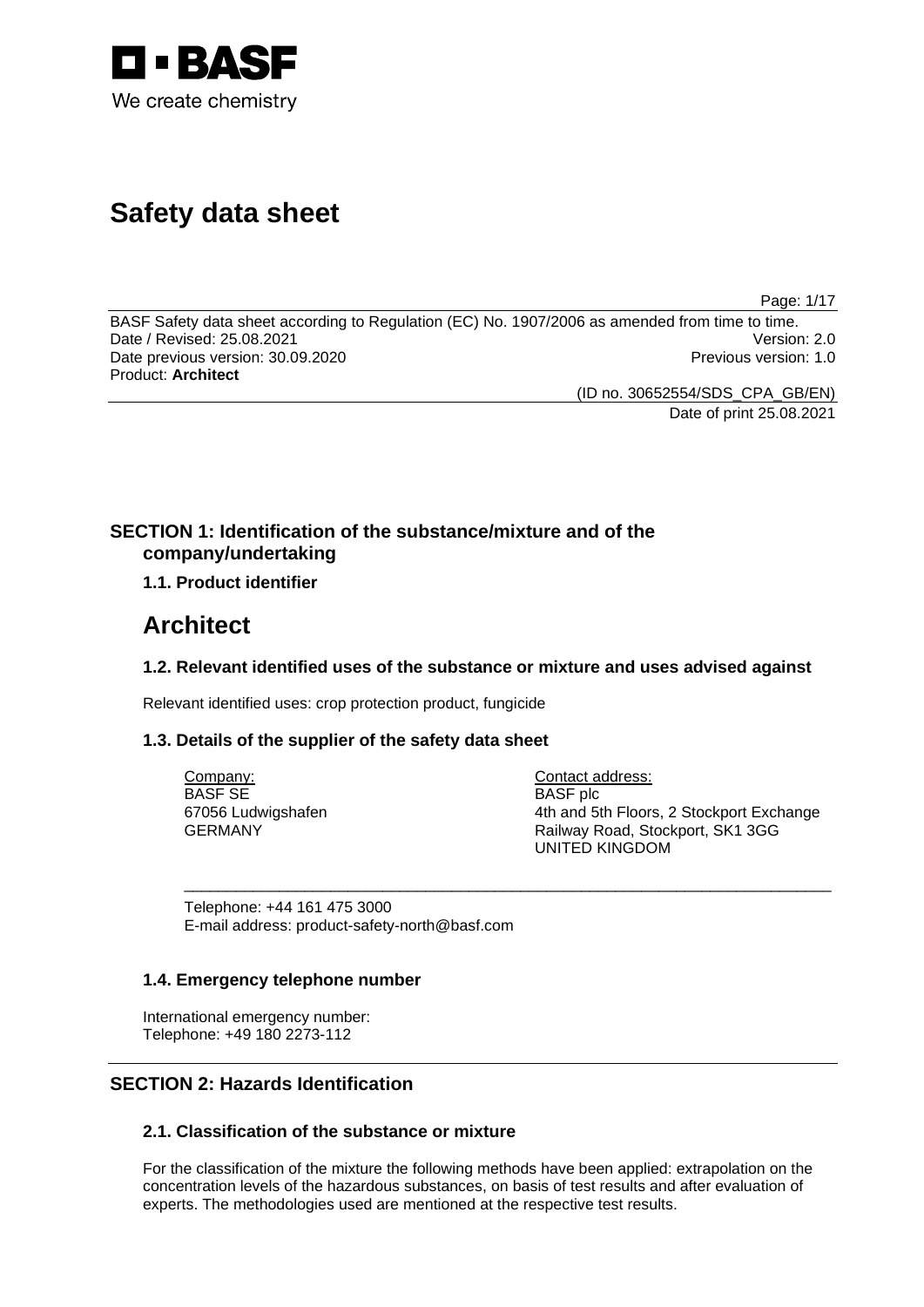BASF

We create chemistry

# Safety data sheet

BASF Safety data sheet according to Regulation (EC) No. 1907/2006 as amended from time to time.
Date / Revised: 25.08.2021 Version: 2.0
Date previous version: 30.09.2020 Previous version: 1.0
Product: **Architect**

(ID no. 30652554/SDS_CPA_GB/EN)
Date of print 25.08.2021

## SECTION 1: Identification of the substance/mixture and of the company/undertaking

### 1.1. Product identifier

# Architect

### 1.2. Relevant identified uses of the substance or mixture and uses advised against

Relevant identified uses: crop protection product, fungicide

### 1.3. Details of the supplier of the safety data sheet

Company:
BASF SE
67056 Ludwigshafen
GERMANY

Contact address:
BASF plc
4th and 5th Floors, 2 Stockport Exchange
Railway Road, Stockport, SK1 3GG
UNITED KINGDOM

Telephone: +44 161 475 3000
E-mail address: product-safety-north@basf.com

### 1.4. Emergency telephone number

International emergency number:
Telephone: +49 180 2273-112

## SECTION 2: Hazards Identification

### 2.1. Classification of the substance or mixture

For the classification of the mixture the following methods have been applied: extrapolation on the concentration levels of the hazardous substances, on basis of test results and after evaluation of experts. The methodologies used are mentioned at the respective test results.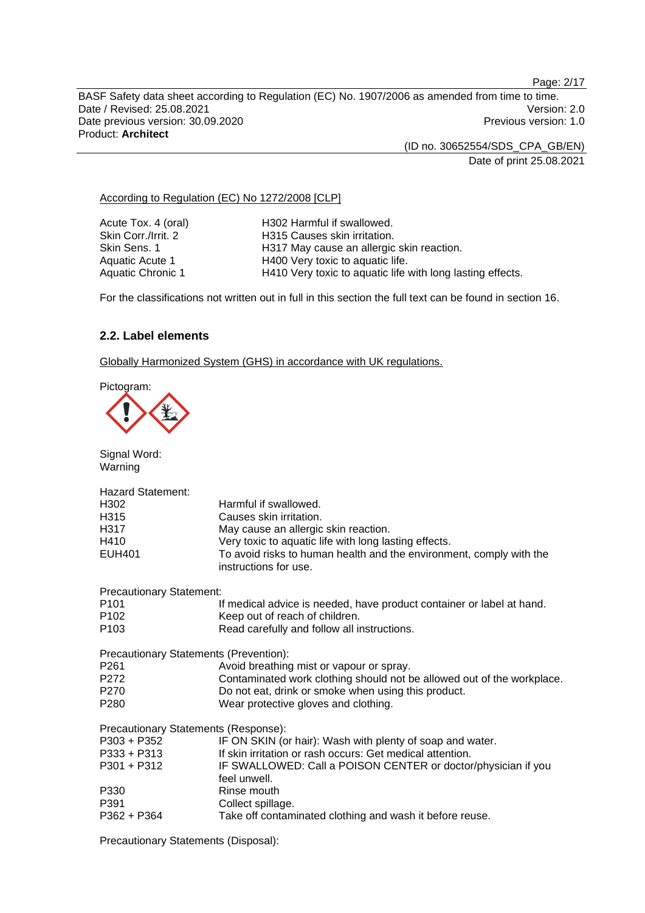According to Regulation (EC) No 1272/2008 [CLP]

| | |
|---|---|
| Acute Tox. 4 (oral) | H302 Harmful if swallowed. |
| Skin Corr./Irrit. 2 | H315 Causes skin irritation. |
| Skin Sens. 1 | H317 May cause an allergic skin reaction. |
| Aquatic Acute 1 | H400 Very toxic to aquatic life. |
| Aquatic Chronic 1 | H410 Very toxic to aquatic life with long lasting effects. |

For the classifications not written out in full in this section the full text can be found in section 16.

## 2.2. Label elements

Globally Harmonized System (GHS) in accordance with UK regulations.

Pictogram:

Signal Word:
Warning

Hazard Statement:

| | |
|---|---|
| H302 | Harmful if swallowed. |
| H315 | Causes skin irritation. |
| H317 | May cause an allergic skin reaction. |
| H410 | Very toxic to aquatic life with long lasting effects. |
| EUH401 | To avoid risks to human health and the environment, comply with the instructions for use. |

Precautionary Statement:

| | |
|---|---|
| P101 | If medical advice is needed, have product container or label at hand. |
| P102 | Keep out of reach of children. |
| P103 | Read carefully and follow all instructions. |

Precautionary Statements (Prevention):

| | |
|---|---|
| P261 | Avoid breathing mist or vapour or spray. |
| P272 | Contaminated work clothing should not be allowed out of the workplace. |
| P270 | Do not eat, drink or smoke when using this product. |
| P280 | Wear protective gloves and clothing. |

Precautionary Statements (Response):

| | |
|---|---|
| P303 + P352 | IF ON SKIN (or hair): Wash with plenty of soap and water. |
| P333 + P313 | If skin irritation or rash occurs: Get medical attention. |
| P301 + P312 | IF SWALLOWED: Call a POISON CENTER or doctor/physician if you feel unwell. |
| P330 | Rinse mouth |
| P391 | Collect spillage. |
| P362 + P364 | Take off contaminated clothing and wash it before reuse. |

Precautionary Statements (Disposal):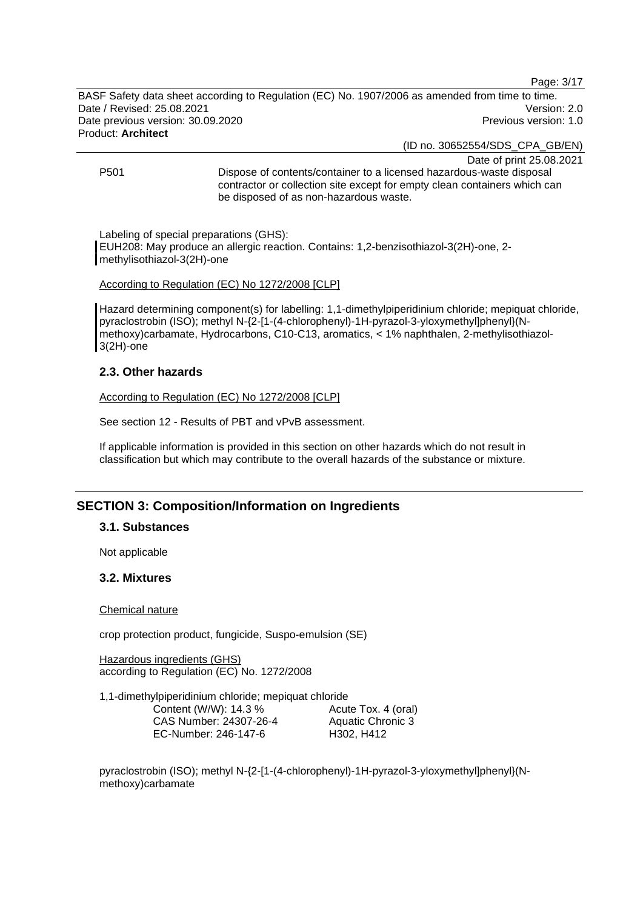P501 Dispose of contents/container to a licensed hazardous-waste disposal contractor or collection site except for empty clean containers which can be disposed of as non-hazardous waste.

Labeling of special preparations (GHS):
EUH208: May produce an allergic reaction. Contains: 1,2-benzisothiazol-3(2H)-one, 2-methylisothiazol-3(2H)-one

According to Regulation (EC) No 1272/2008 [CLP]

Hazard determining component(s) for labelling: 1,1-dimethylpiperidinium chloride; mepiquat chloride, pyraclostrobin (ISO); methyl N-{2-[1-(4-chlorophenyl)-1H-pyrazol-3-yloxymethyl]phenyl}(N-methoxy)carbamate, Hydrocarbons, C10-C13, aromatics, < 1% naphthalen, 2-methylisothiazol-3(2H)-one

### 2.3. Other hazards

According to Regulation (EC) No 1272/2008 [CLP]

See section 12 - Results of PBT and vPvB assessment.

If applicable information is provided in this section on other hazards which do not result in classification but which may contribute to the overall hazards of the substance or mixture.

## SECTION 3: Composition/Information on Ingredients

### 3.1. Substances

Not applicable

### 3.2. Mixtures

Chemical nature

crop protection product, fungicide, Suspo-emulsion (SE)

Hazardous ingredients (GHS)
according to Regulation (EC) No. 1272/2008

1,1-dimethylpiperidinium chloride; mepiquat chloride

| | |
|---|---|
| Content (W/W): 14.3 % | Acute Tox. 4 (oral) |
| CAS Number: 24307-26-4 | Aquatic Chronic 3 |
| EC-Number: 246-147-6 | H302, H412 |

pyraclostrobin (ISO); methyl N-{2-[1-(4-chlorophenyl)-1H-pyrazol-3-yloxymethyl]phenyl}(N-methoxy)carbamate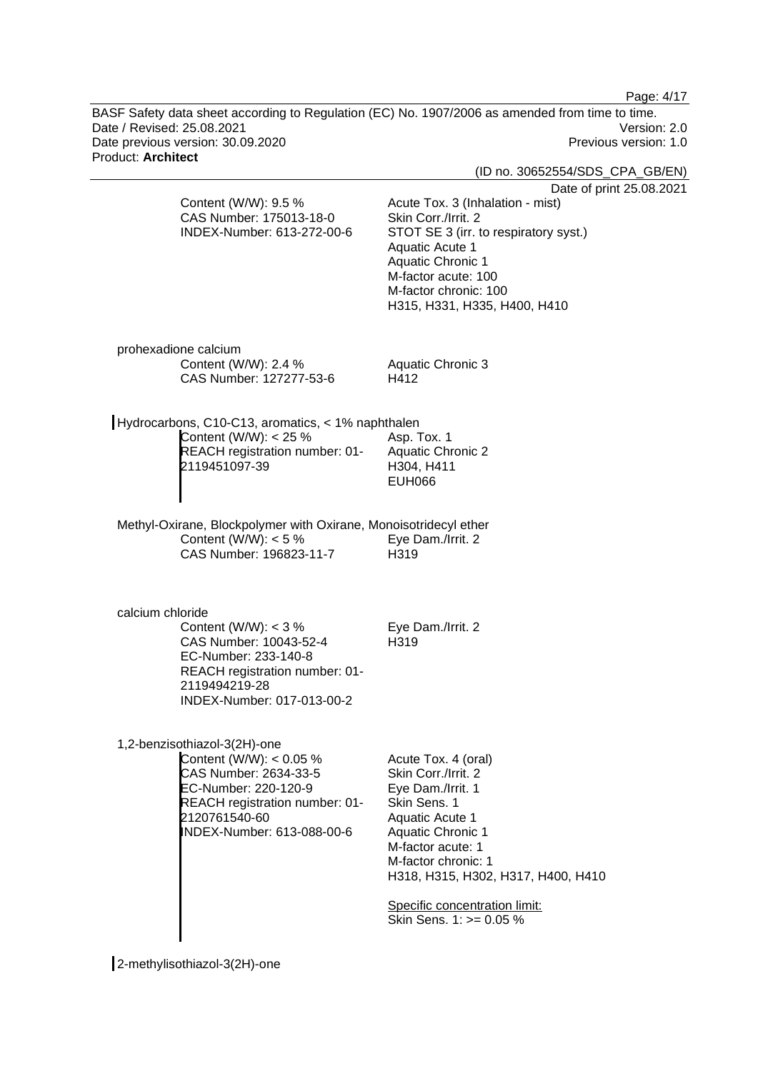Content (W/W): 9.5 %
CAS Number: 175013-18-0
INDEX-Number: 613-272-00-6

Acute Tox. 3 (Inhalation - mist)
Skin Corr./Irrit. 2
STOT SE 3 (irr. to respiratory syst.)
Aquatic Acute 1
Aquatic Chronic 1
M-factor acute: 100
M-factor chronic: 100
H315, H331, H335, H400, H410

prohexadione calcium

Content (W/W): 2.4 %
CAS Number: 127277-53-6

Aquatic Chronic 3
H412

Hydrocarbons, C10-C13, aromatics, < 1% naphthalen

Content (W/W): < 25 %
REACH registration number: 01-2119451097-39

Asp. Tox. 1
Aquatic Chronic 2
H304, H411
EUH066

Methyl-Oxirane, Blockpolymer with Oxirane, Monoisotridecyl ether

Content (W/W): < 5 %
CAS Number: 196823-11-7

Eye Dam./Irrit. 2
H319

calcium chloride

Content (W/W): < 3 %
CAS Number: 10043-52-4
EC-Number: 233-140-8
REACH registration number: 01-2119494219-28
INDEX-Number: 017-013-00-2

Eye Dam./Irrit. 2
H319

1,2-benzisothiazol-3(2H)-one

Content (W/W): < 0.05 %
CAS Number: 2634-33-5
EC-Number: 220-120-9
REACH registration number: 01-2120761540-60
INDEX-Number: 613-088-00-6

Acute Tox. 4 (oral)
Skin Corr./Irrit. 2
Eye Dam./Irrit. 1
Skin Sens. 1
Aquatic Acute 1
Aquatic Chronic 1
M-factor acute: 1
M-factor chronic: 1
H318, H315, H302, H317, H400, H410

Specific concentration limit:
Skin Sens. 1: >= 0.05 %

2-methylisothiazol-3(2H)-one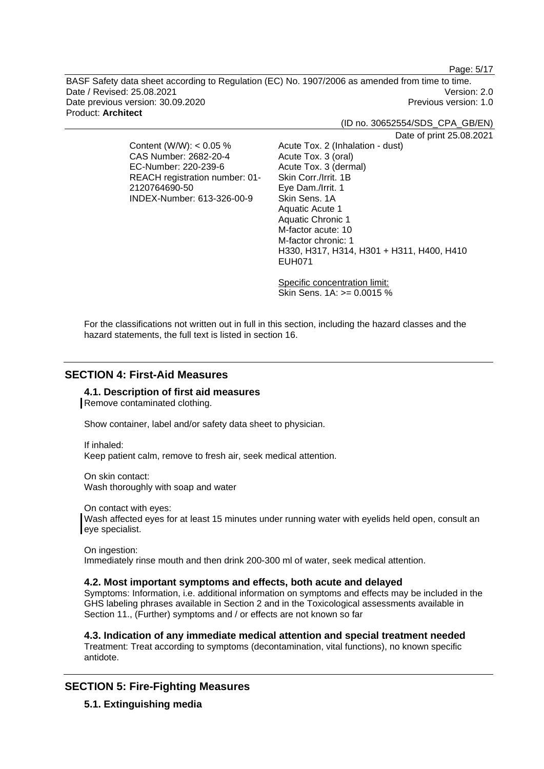| | |
|---|---|
| Content (W/W): < 0.05 %<br>CAS Number: 2682-20-4<br>EC-Number: 220-239-6<br>REACH registration number: 01-2120764690-50<br>INDEX-Number: 613-326-00-9 | Acute Tox. 2 (Inhalation - dust)<br>Acute Tox. 3 (oral)<br>Acute Tox. 3 (dermal)<br>Skin Corr./Irrit. 1B<br>Eye Dam./Irrit. 1<br>Skin Sens. 1A<br>Aquatic Acute 1<br>Aquatic Chronic 1<br>M-factor acute: 10<br>M-factor chronic: 1<br>H330, H317, H314, H301 + H311, H400, H410<br>EUH071<br><br>Specific concentration limit:<br>Skin Sens. 1A: >= 0.0015 % |

For the classifications not written out in full in this section, including the hazard classes and the hazard statements, the full text is listed in section 16.

## SECTION 4: First-Aid Measures

### 4.1. Description of first aid measures

Remove contaminated clothing.

Show container, label and/or safety data sheet to physician.

If inhaled:
Keep patient calm, remove to fresh air, seek medical attention.

On skin contact:
Wash thoroughly with soap and water

On contact with eyes:
Wash affected eyes for at least 15 minutes under running water with eyelids held open, consult an eye specialist.

On ingestion:
Immediately rinse mouth and then drink 200-300 ml of water, seek medical attention.

### 4.2. Most important symptoms and effects, both acute and delayed

Symptoms: Information, i.e. additional information on symptoms and effects may be included in the GHS labeling phrases available in Section 2 and in the Toxicological assessments available in Section 11., (Further) symptoms and / or effects are not known so far

### 4.3. Indication of any immediate medical attention and special treatment needed

Treatment: Treat according to symptoms (decontamination, vital functions), no known specific antidote.

## SECTION 5: Fire-Fighting Measures

### 5.1. Extinguishing media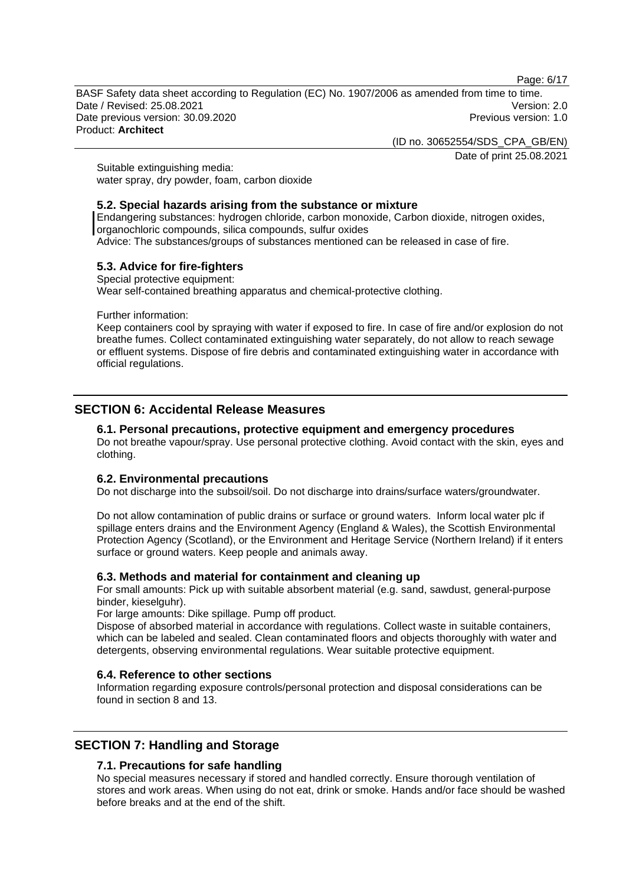Suitable extinguishing media:
water spray, dry powder, foam, carbon dioxide

### 5.2. Special hazards arising from the substance or mixture

Endangering substances: hydrogen chloride, carbon monoxide, Carbon dioxide, nitrogen oxides, organochloric compounds, silica compounds, sulfur oxides
Advice: The substances/groups of substances mentioned can be released in case of fire.

### 5.3. Advice for fire-fighters

Special protective equipment:
Wear self-contained breathing apparatus and chemical-protective clothing.

Further information:
Keep containers cool by spraying with water if exposed to fire. In case of fire and/or explosion do not breathe fumes. Collect contaminated extinguishing water separately, do not allow to reach sewage or effluent systems. Dispose of fire debris and contaminated extinguishing water in accordance with official regulations.

## SECTION 6: Accidental Release Measures

### 6.1. Personal precautions, protective equipment and emergency procedures

Do not breathe vapour/spray. Use personal protective clothing. Avoid contact with the skin, eyes and clothing.

### 6.2. Environmental precautions

Do not discharge into the subsoil/soil. Do not discharge into drains/surface waters/groundwater.

Do not allow contamination of public drains or surface or ground waters. Inform local water plc if spillage enters drains and the Environment Agency (England & Wales), the Scottish Environmental Protection Agency (Scotland), or the Environment and Heritage Service (Northern Ireland) if it enters surface or ground waters. Keep people and animals away.

### 6.3. Methods and material for containment and cleaning up

For small amounts: Pick up with suitable absorbent material (e.g. sand, sawdust, general-purpose binder, kieselguhr).
For large amounts: Dike spillage. Pump off product.
Dispose of absorbed material in accordance with regulations. Collect waste in suitable containers, which can be labeled and sealed. Clean contaminated floors and objects thoroughly with water and detergents, observing environmental regulations. Wear suitable protective equipment.

### 6.4. Reference to other sections

Information regarding exposure controls/personal protection and disposal considerations can be found in section 8 and 13.

## SECTION 7: Handling and Storage

### 7.1. Precautions for safe handling

No special measures necessary if stored and handled correctly. Ensure thorough ventilation of stores and work areas. When using do not eat, drink or smoke. Hands and/or face should be washed before breaks and at the end of the shift.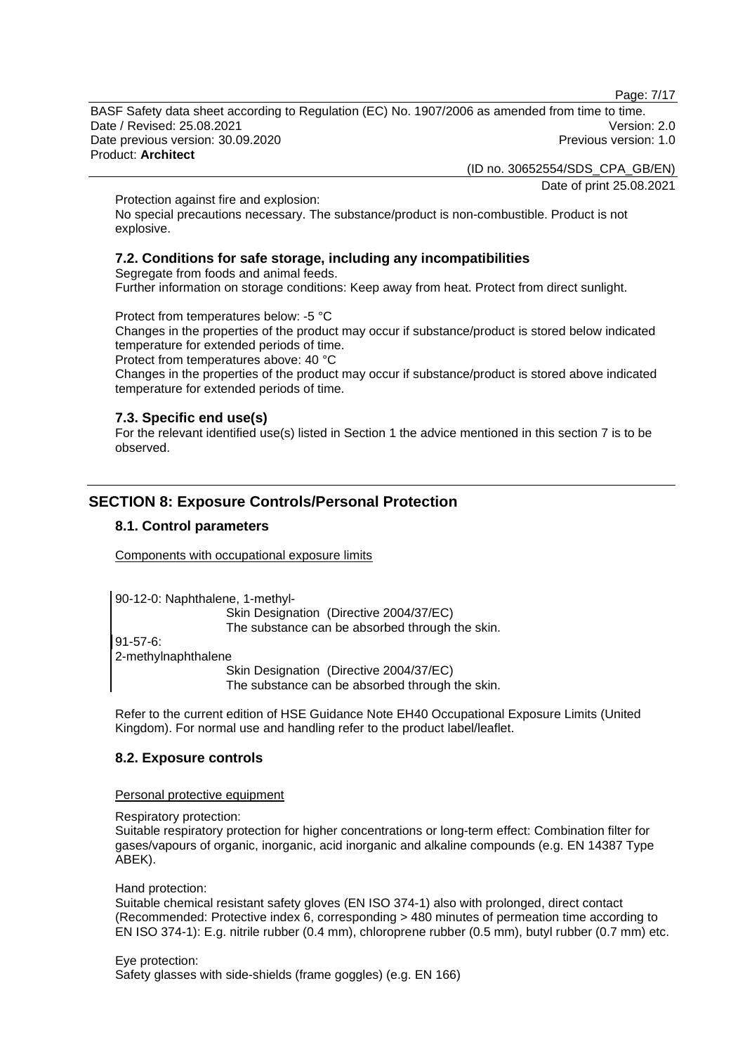Protection against fire and explosion:
No special precautions necessary. The substance/product is non-combustible. Product is not explosive.

### 7.2. Conditions for safe storage, including any incompatibilities

Segregate from foods and animal feeds.
Further information on storage conditions: Keep away from heat. Protect from direct sunlight.

Protect from temperatures below: -5 °C
Changes in the properties of the product may occur if substance/product is stored below indicated temperature for extended periods of time.
Protect from temperatures above: 40 °C
Changes in the properties of the product may occur if substance/product is stored above indicated temperature for extended periods of time.

### 7.3. Specific end use(s)

For the relevant identified use(s) listed in Section 1 the advice mentioned in this section 7 is to be observed.

## SECTION 8: Exposure Controls/Personal Protection

### 8.1. Control parameters

Components with occupational exposure limits

90-12-0: Naphthalene, 1-methyl-
Skin Designation (Directive 2004/37/EC)
The substance can be absorbed through the skin.

91-57-6:
2-methylnaphthalene
Skin Designation (Directive 2004/37/EC)
The substance can be absorbed through the skin.

Refer to the current edition of HSE Guidance Note EH40 Occupational Exposure Limits (United Kingdom). For normal use and handling refer to the product label/leaflet.

### 8.2. Exposure controls

Personal protective equipment

Respiratory protection:
Suitable respiratory protection for higher concentrations or long-term effect: Combination filter for gases/vapours of organic, inorganic, acid inorganic and alkaline compounds (e.g. EN 14387 Type ABEK).

Hand protection:
Suitable chemical resistant safety gloves (EN ISO 374-1) also with prolonged, direct contact (Recommended: Protective index 6, corresponding > 480 minutes of permeation time according to EN ISO 374-1): E.g. nitrile rubber (0.4 mm), chloroprene rubber (0.5 mm), butyl rubber (0.7 mm) etc.

Eye protection:
Safety glasses with side-shields (frame goggles) (e.g. EN 166)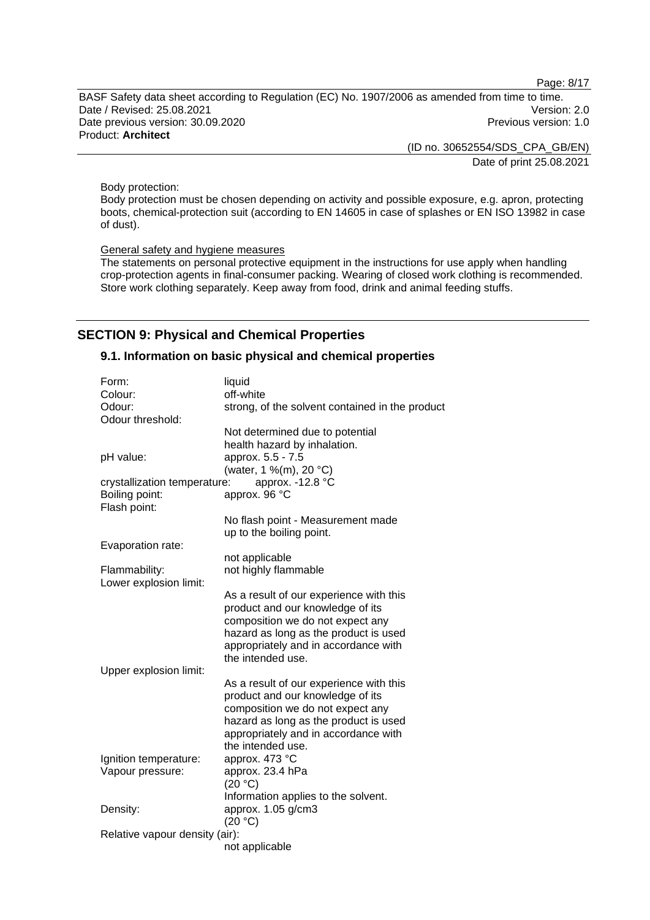Body protection:
Body protection must be chosen depending on activity and possible exposure, e.g. apron, protecting boots, chemical-protection suit (according to EN 14605 in case of splashes or EN ISO 13982 in case of dust).

General safety and hygiene measures
The statements on personal protective equipment in the instructions for use apply when handling crop-protection agents in final-consumer packing. Wearing of closed work clothing is recommended. Store work clothing separately. Keep away from food, drink and animal feeding stuffs.

## SECTION 9: Physical and Chemical Properties

### 9.1. Information on basic physical and chemical properties

| | |
|---|---|
| Form: | liquid |
| Colour: | off-white |
| Odour: | strong, of the solvent contained in the product |
| Odour threshold: | Not determined due to potential health hazard by inhalation. |
| pH value: | approx. 5.5 - 7.5 (water, 1 %(m), 20 °C) |
| crystallization temperature: | approx. -12.8 °C |
| Boiling point: | approx. 96 °C |
| Flash point: | No flash point - Measurement made up to the boiling point. |
| Evaporation rate: | not applicable |
| Flammability: | not highly flammable |
| Lower explosion limit: | As a result of our experience with this product and our knowledge of its composition we do not expect any hazard as long as the product is used appropriately and in accordance with the intended use. |
| Upper explosion limit: | As a result of our experience with this product and our knowledge of its composition we do not expect any hazard as long as the product is used appropriately and in accordance with the intended use. |
| Ignition temperature: | approx. 473 °C |
| Vapour pressure: | approx. 23.4 hPa (20 °C) Information applies to the solvent. |
| Density: | approx. 1.05 g/cm3 (20 °C) |
| Relative vapour density (air): | not applicable |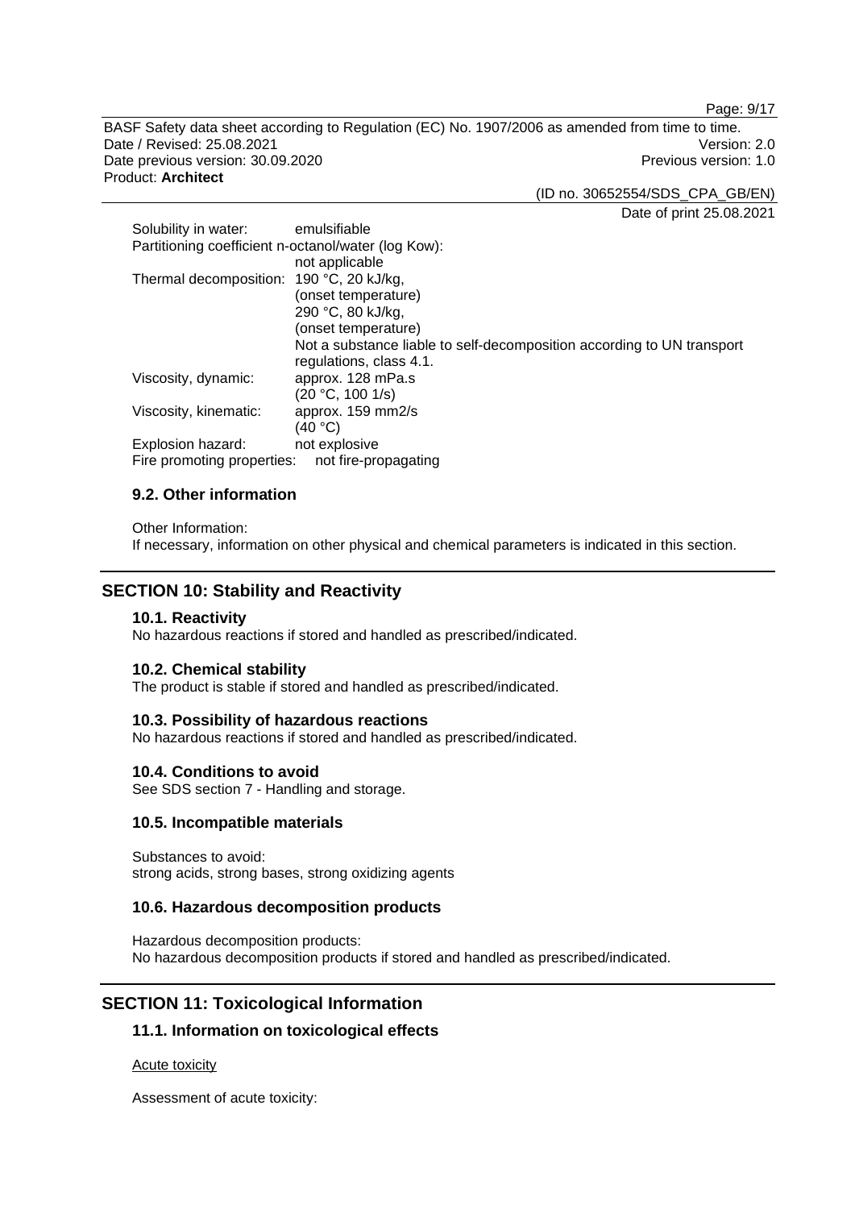| | |
|---|---|
| Solubility in water: | emulsifiable |
| Partitioning coefficient n-octanol/water (log Kow): | not applicable |
| Thermal decomposition: | 190 °C, 20 kJ/kg, (onset temperature) 290 °C, 80 kJ/kg, (onset temperature) Not a substance liable to self-decomposition according to UN transport regulations, class 4.1. |
| Viscosity, dynamic: | approx. 128 mPa.s (20 °C, 100 1/s) |
| Viscosity, kinematic: | approx. 159 mm2/s (40 °C) |
| Explosion hazard: | not explosive |
| Fire promoting properties: | not fire-propagating |

### 9.2. Other information

Other Information:
If necessary, information on other physical and chemical parameters is indicated in this section.

## SECTION 10: Stability and Reactivity

### 10.1. Reactivity

No hazardous reactions if stored and handled as prescribed/indicated.

### 10.2. Chemical stability

The product is stable if stored and handled as prescribed/indicated.

### 10.3. Possibility of hazardous reactions

No hazardous reactions if stored and handled as prescribed/indicated.

### 10.4. Conditions to avoid

See SDS section 7 - Handling and storage.

### 10.5. Incompatible materials

Substances to avoid:
strong acids, strong bases, strong oxidizing agents

### 10.6. Hazardous decomposition products

Hazardous decomposition products:
No hazardous decomposition products if stored and handled as prescribed/indicated.

## SECTION 11: Toxicological Information

### 11.1. Information on toxicological effects

Acute toxicity

Assessment of acute toxicity: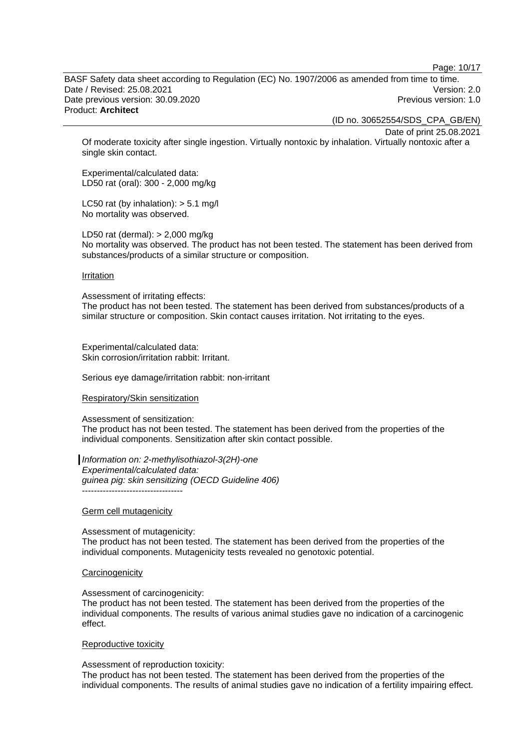Of moderate toxicity after single ingestion. Virtually nontoxic by inhalation. Virtually nontoxic after a single skin contact.

Experimental/calculated data:
LD50 rat (oral): 300 - 2,000 mg/kg

LC50 rat (by inhalation): > 5.1 mg/l
No mortality was observed.

LD50 rat (dermal): > 2,000 mg/kg
No mortality was observed. The product has not been tested. The statement has been derived from substances/products of a similar structure or composition.

Irritation

Assessment of irritating effects:
The product has not been tested. The statement has been derived from substances/products of a similar structure or composition. Skin contact causes irritation. Not irritating to the eyes.

Experimental/calculated data:
Skin corrosion/irritation rabbit: Irritant.

Serious eye damage/irritation rabbit: non-irritant

Respiratory/Skin sensitization

Assessment of sensitization:
The product has not been tested. The statement has been derived from the properties of the individual components. Sensitization after skin contact possible.

*Information on: 2-methylisothiazol-3(2H)-one*
*Experimental/calculated data:*
*guinea pig: skin sensitizing (OECD Guideline 406)*
----------------------------------

Germ cell mutagenicity

Assessment of mutagenicity:
The product has not been tested. The statement has been derived from the properties of the individual components. Mutagenicity tests revealed no genotoxic potential.

Carcinogenicity

Assessment of carcinogenicity:
The product has not been tested. The statement has been derived from the properties of the individual components. The results of various animal studies gave no indication of a carcinogenic effect.

Reproductive toxicity

Assessment of reproduction toxicity:
The product has not been tested. The statement has been derived from the properties of the individual components. The results of animal studies gave no indication of a fertility impairing effect.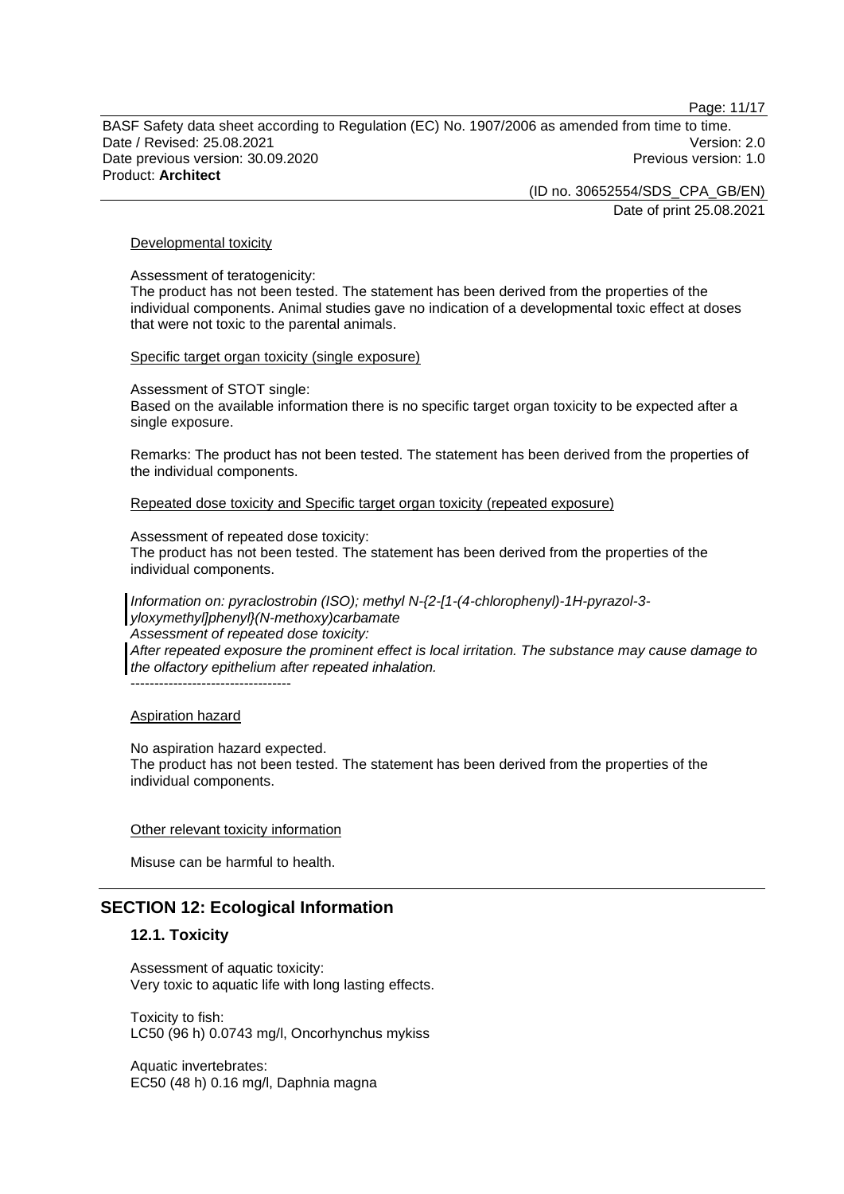Developmental toxicity

Assessment of teratogenicity:
The product has not been tested. The statement has been derived from the properties of the individual components. Animal studies gave no indication of a developmental toxic effect at doses that were not toxic to the parental animals.

Specific target organ toxicity (single exposure)

Assessment of STOT single:
Based on the available information there is no specific target organ toxicity to be expected after a single exposure.

Remarks: The product has not been tested. The statement has been derived from the properties of the individual components.

Repeated dose toxicity and Specific target organ toxicity (repeated exposure)

Assessment of repeated dose toxicity:
The product has not been tested. The statement has been derived from the properties of the individual components.

*Information on: pyraclostrobin (ISO); methyl N-{2-[1-(4-chlorophenyl)-1H-pyrazol-3-yloxymethyl]phenyl}(N-methoxy)carbamate*
*Assessment of repeated dose toxicity:*
*After repeated exposure the prominent effect is local irritation. The substance may cause damage to the olfactory epithelium after repeated inhalation.*
----------------------------------

Aspiration hazard

No aspiration hazard expected.
The product has not been tested. The statement has been derived from the properties of the individual components.

Other relevant toxicity information

Misuse can be harmful to health.

## SECTION 12: Ecological Information

### 12.1. Toxicity

Assessment of aquatic toxicity:
Very toxic to aquatic life with long lasting effects.

Toxicity to fish:
LC50 (96 h) 0.0743 mg/l, Oncorhynchus mykiss

Aquatic invertebrates:
EC50 (48 h) 0.16 mg/l, Daphnia magna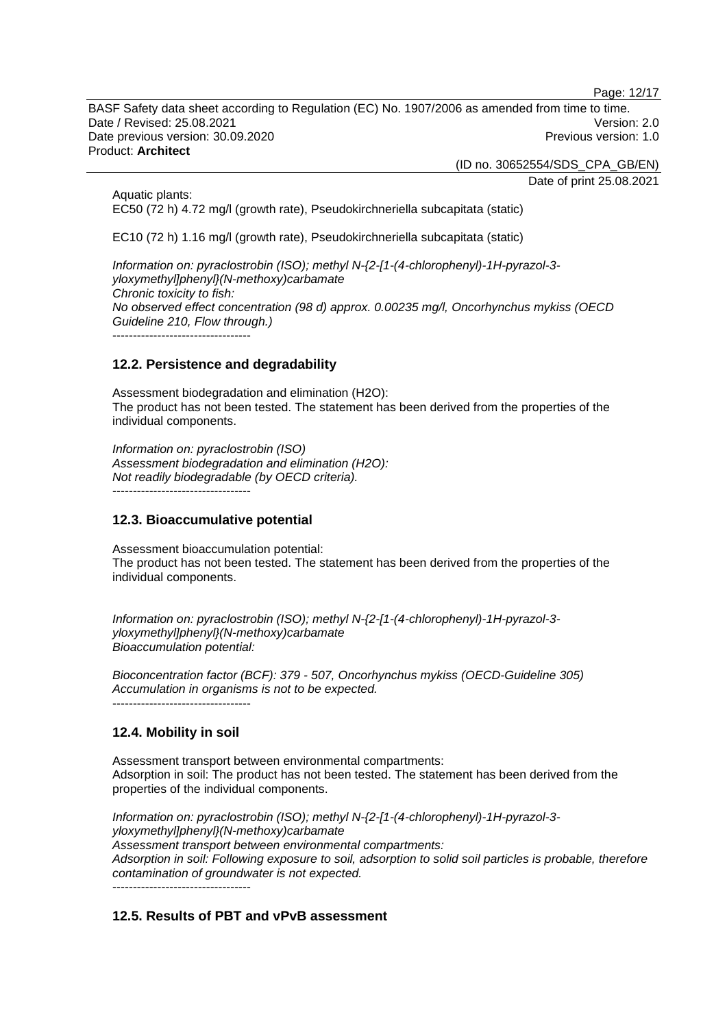Aquatic plants:
EC50 (72 h) 4.72 mg/l (growth rate), Pseudokirchneriella subcapitata (static)

EC10 (72 h) 1.16 mg/l (growth rate), Pseudokirchneriella subcapitata (static)

*Information on: pyraclostrobin (ISO); methyl N-{2-[1-(4-chlorophenyl)-1H-pyrazol-3-yloxymethyl]phenyl}(N-methoxy)carbamate*
*Chronic toxicity to fish:*
*No observed effect concentration (98 d) approx. 0.00235 mg/l, Oncorhynchus mykiss (OECD Guideline 210, Flow through.)*
----------------------------------

## 12.2. Persistence and degradability

Assessment biodegradation and elimination (H2O):
The product has not been tested. The statement has been derived from the properties of the individual components.

*Information on: pyraclostrobin (ISO)*
*Assessment biodegradation and elimination (H2O):*
*Not readily biodegradable (by OECD criteria).*
----------------------------------

## 12.3. Bioaccumulative potential

Assessment bioaccumulation potential:
The product has not been tested. The statement has been derived from the properties of the individual components.

*Information on: pyraclostrobin (ISO); methyl N-{2-[1-(4-chlorophenyl)-1H-pyrazol-3-yloxymethyl]phenyl}(N-methoxy)carbamate*
*Bioaccumulation potential:*

*Bioconcentration factor (BCF): 379 - 507, Oncorhynchus mykiss (OECD-Guideline 305)*
*Accumulation in organisms is not to be expected.*
----------------------------------

## 12.4. Mobility in soil

Assessment transport between environmental compartments:
Adsorption in soil: The product has not been tested. The statement has been derived from the properties of the individual components.

*Information on: pyraclostrobin (ISO); methyl N-{2-[1-(4-chlorophenyl)-1H-pyrazol-3-yloxymethyl]phenyl}(N-methoxy)carbamate*
*Assessment transport between environmental compartments:*
*Adsorption in soil: Following exposure to soil, adsorption to solid soil particles is probable, therefore contamination of groundwater is not expected.*
----------------------------------

## 12.5. Results of PBT and vPvB assessment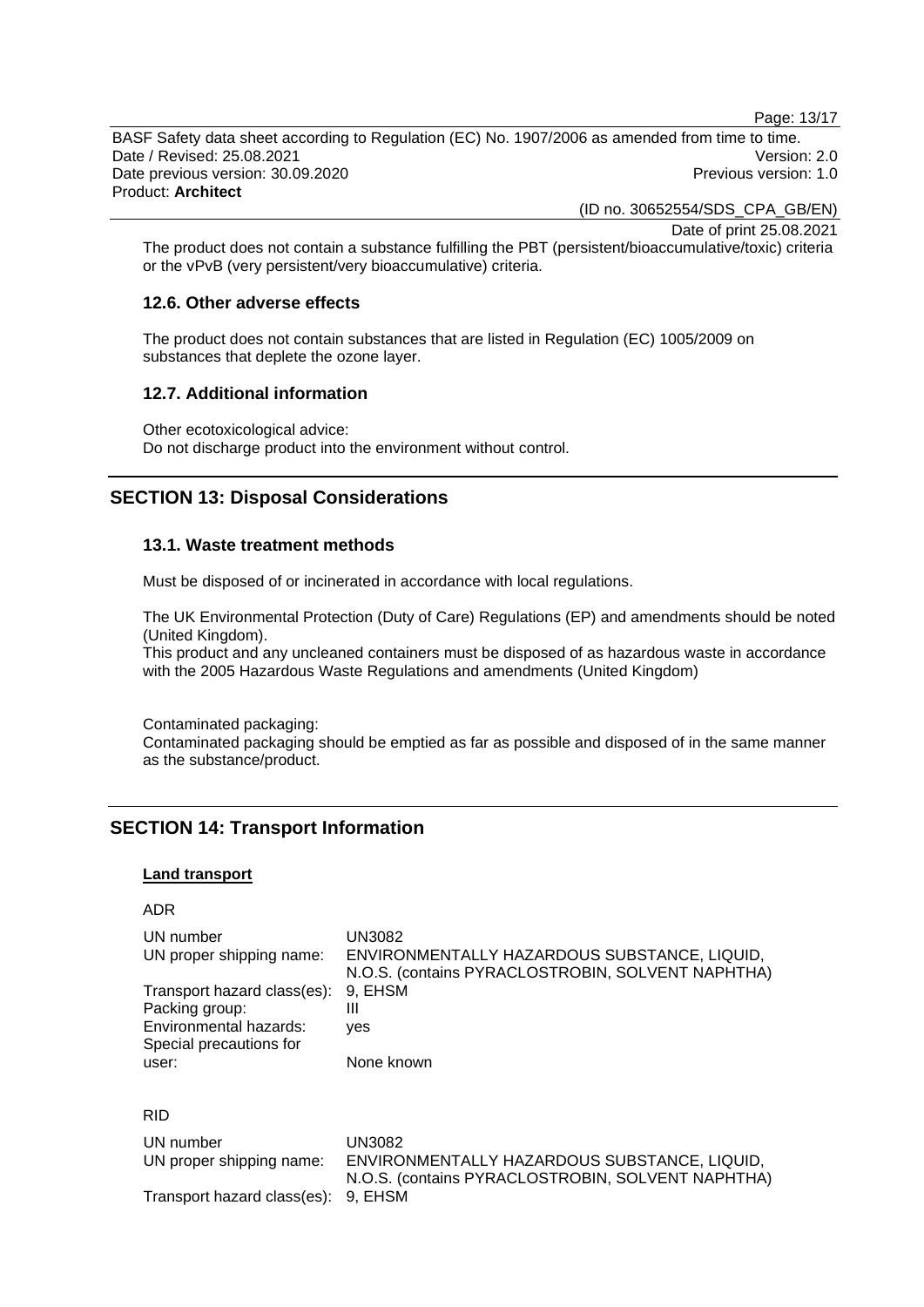The product does not contain a substance fulfilling the PBT (persistent/bioaccumulative/toxic) criteria or the vPvB (very persistent/very bioaccumulative) criteria.

### 12.6. Other adverse effects

The product does not contain substances that are listed in Regulation (EC) 1005/2009 on substances that deplete the ozone layer.

### 12.7. Additional information

Other ecotoxicological advice:
Do not discharge product into the environment without control.

## SECTION 13: Disposal Considerations

### 13.1. Waste treatment methods

Must be disposed of or incinerated in accordance with local regulations.

The UK Environmental Protection (Duty of Care) Regulations (EP) and amendments should be noted (United Kingdom).
This product and any uncleaned containers must be disposed of as hazardous waste in accordance with the 2005 Hazardous Waste Regulations and amendments (United Kingdom)

Contaminated packaging:
Contaminated packaging should be emptied as far as possible and disposed of in the same manner as the substance/product.

## SECTION 14: Transport Information

**Land transport**

ADR

| | |
|---|---|
| UN number | UN3082 |
| UN proper shipping name: | ENVIRONMENTALLY HAZARDOUS SUBSTANCE, LIQUID, N.O.S. (contains PYRACLOSTROBIN, SOLVENT NAPHTHA) |
| Transport hazard class(es): | 9, EHSM |
| Packing group: | III |
| Environmental hazards: | yes |
| Special precautions for user: | None known |

RID

| | |
|---|---|
| UN number | UN3082 |
| UN proper shipping name: | ENVIRONMENTALLY HAZARDOUS SUBSTANCE, LIQUID, N.O.S. (contains PYRACLOSTROBIN, SOLVENT NAPHTHA) |
| Transport hazard class(es): | 9, EHSM |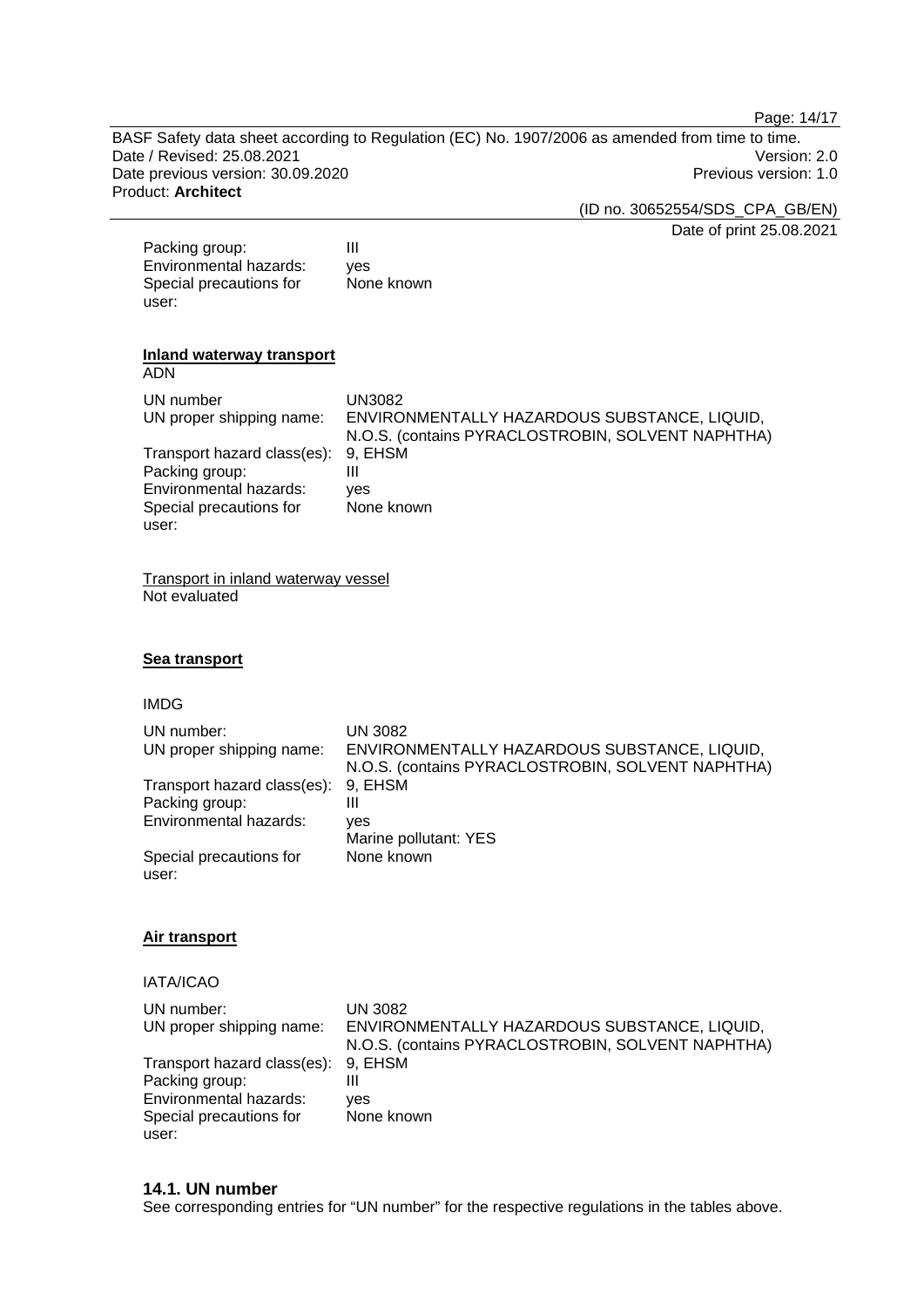| | |
|---|---|
| Packing group: | III |
| Environmental hazards: | yes |
| Special precautions for user: | None known |

**Inland waterway transport**

ADN

| | |
|---|---|
| UN number | UN3082 |
| UN proper shipping name: | ENVIRONMENTALLY HAZARDOUS SUBSTANCE, LIQUID, N.O.S. (contains PYRACLOSTROBIN, SOLVENT NAPHTHA) |
| Transport hazard class(es): | 9, EHSM |
| Packing group: | III |
| Environmental hazards: | yes |
| Special precautions for user: | None known |

Transport in inland waterway vessel

Not evaluated

**Sea transport**

IMDG

| | |
|---|---|
| UN number: | UN 3082 |
| UN proper shipping name: | ENVIRONMENTALLY HAZARDOUS SUBSTANCE, LIQUID, N.O.S. (contains PYRACLOSTROBIN, SOLVENT NAPHTHA) |
| Transport hazard class(es): | 9, EHSM |
| Packing group: | III |
| Environmental hazards: | yes<br>Marine pollutant: YES |
| Special precautions for user: | None known |

**Air transport**

IATA/ICAO

| | |
|---|---|
| UN number: | UN 3082 |
| UN proper shipping name: | ENVIRONMENTALLY HAZARDOUS SUBSTANCE, LIQUID, N.O.S. (contains PYRACLOSTROBIN, SOLVENT NAPHTHA) |
| Transport hazard class(es): | 9, EHSM |
| Packing group: | III |
| Environmental hazards: | yes |
| Special precautions for user: | None known |

## 14.1. UN number

See corresponding entries for "UN number" for the respective regulations in the tables above.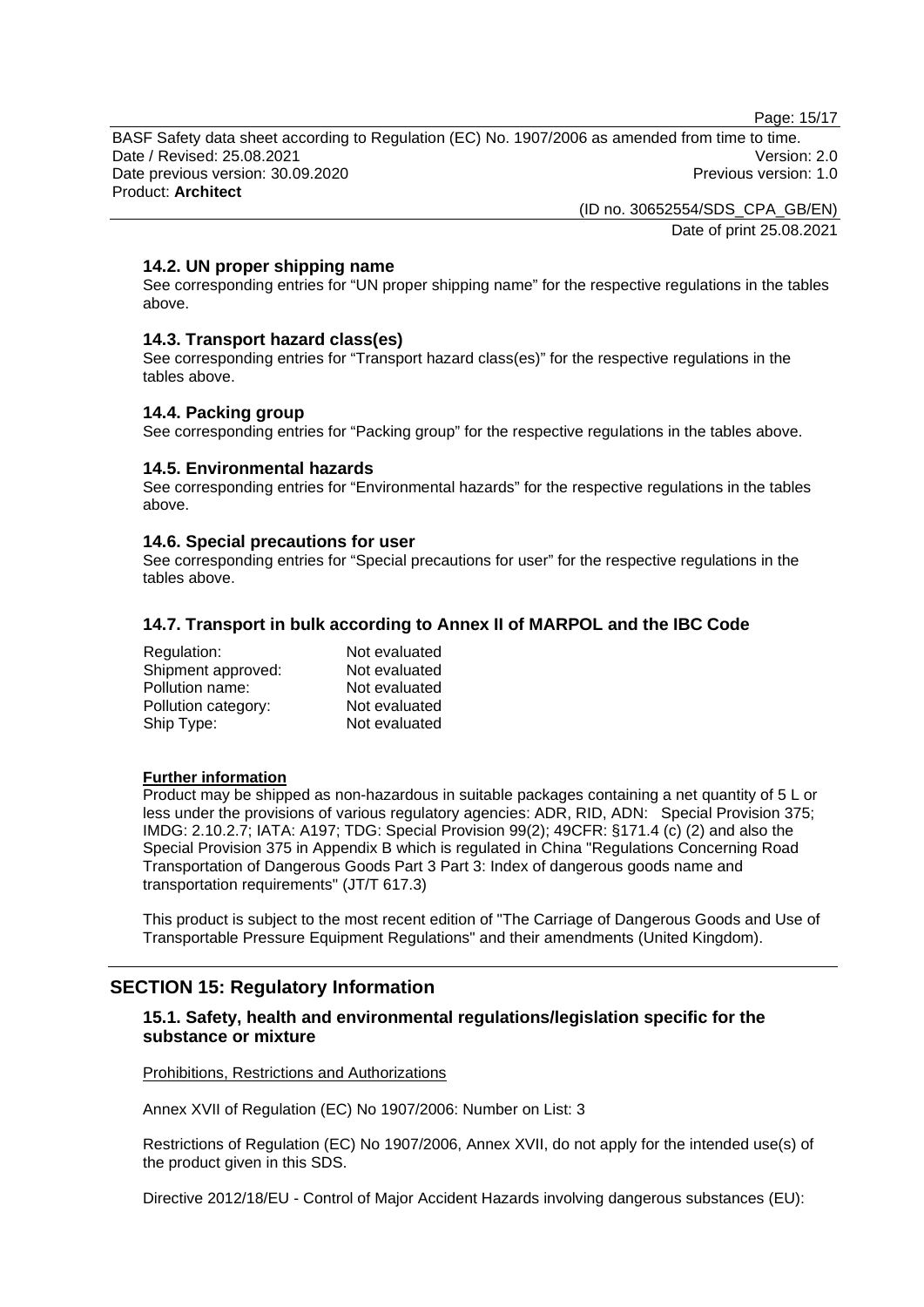### 14.2. UN proper shipping name

See corresponding entries for “UN proper shipping name” for the respective regulations in the tables above.

### 14.3. Transport hazard class(es)

See corresponding entries for “Transport hazard class(es)” for the respective regulations in the tables above.

### 14.4. Packing group

See corresponding entries for “Packing group” for the respective regulations in the tables above.

### 14.5. Environmental hazards

See corresponding entries for “Environmental hazards” for the respective regulations in the tables above.

### 14.6. Special precautions for user

See corresponding entries for “Special precautions for user” for the respective regulations in the tables above.

### 14.7. Transport in bulk according to Annex II of MARPOL and the IBC Code

| | |
|---|---|
| Regulation: | Not evaluated |
| Shipment approved: | Not evaluated |
| Pollution name: | Not evaluated |
| Pollution category: | Not evaluated |
| Ship Type: | Not evaluated |

**Further information**

Product may be shipped as non-hazardous in suitable packages containing a net quantity of 5 L or less under the provisions of various regulatory agencies: ADR, RID, ADN: Special Provision 375; IMDG: 2.10.2.7; IATA: A197; TDG: Special Provision 99(2); 49CFR: §171.4 (c) (2) and also the Special Provision 375 in Appendix B which is regulated in China "Regulations Concerning Road Transportation of Dangerous Goods Part 3 Part 3: Index of dangerous goods name and transportation requirements" (JT/T 617.3)

This product is subject to the most recent edition of "The Carriage of Dangerous Goods and Use of Transportable Pressure Equipment Regulations" and their amendments (United Kingdom).

## SECTION 15: Regulatory Information

### 15.1. Safety, health and environmental regulations/legislation specific for the substance or mixture

Prohibitions, Restrictions and Authorizations

Annex XVII of Regulation (EC) No 1907/2006: Number on List: 3

Restrictions of Regulation (EC) No 1907/2006, Annex XVII, do not apply for the intended use(s) of the product given in this SDS.

Directive 2012/18/EU - Control of Major Accident Hazards involving dangerous substances (EU):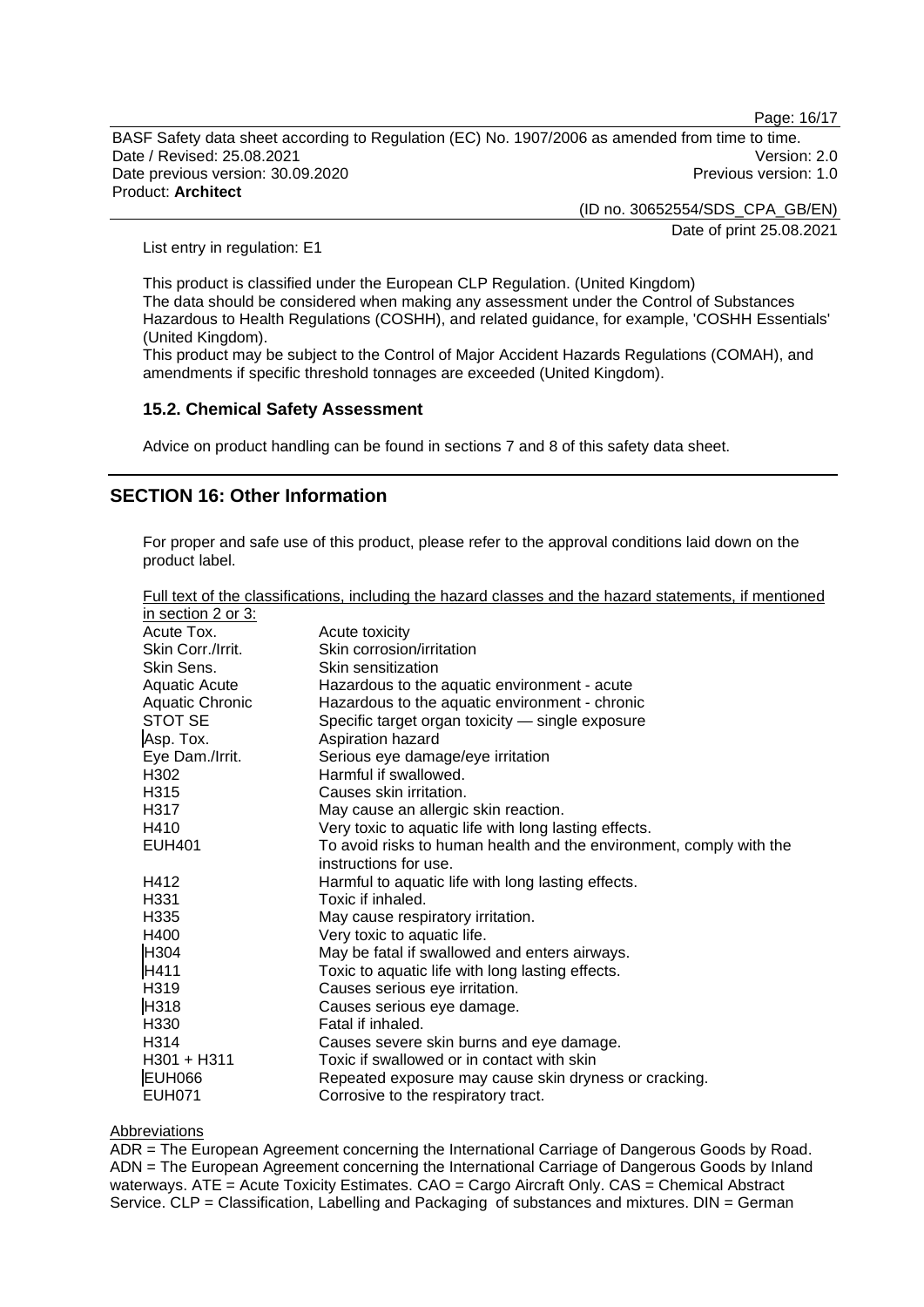List entry in regulation: E1

This product is classified under the European CLP Regulation. (United Kingdom)
The data should be considered when making any assessment under the Control of Substances Hazardous to Health Regulations (COSHH), and related guidance, for example, 'COSHH Essentials' (United Kingdom).
This product may be subject to the Control of Major Accident Hazards Regulations (COMAH), and amendments if specific threshold tonnages are exceeded (United Kingdom).

### 15.2. Chemical Safety Assessment

Advice on product handling can be found in sections 7 and 8 of this safety data sheet.

## SECTION 16: Other Information

For proper and safe use of this product, please refer to the approval conditions laid down on the product label.

Full text of the classifications, including the hazard classes and the hazard statements, if mentioned in section 2 or 3:

| | |
|---|---|
| Acute Tox. | Acute toxicity |
| Skin Corr./Irrit. | Skin corrosion/irritation |
| Skin Sens. | Skin sensitization |
| Aquatic Acute | Hazardous to the aquatic environment - acute |
| Aquatic Chronic | Hazardous to the aquatic environment - chronic |
| STOT SE | Specific target organ toxicity — single exposure |
| Asp. Tox. | Aspiration hazard |
| Eye Dam./Irrit. | Serious eye damage/eye irritation |
| H302 | Harmful if swallowed. |
| H315 | Causes skin irritation. |
| H317 | May cause an allergic skin reaction. |
| H410 | Very toxic to aquatic life with long lasting effects. |
| EUH401 | To avoid risks to human health and the environment, comply with the instructions for use. |
| H412 | Harmful to aquatic life with long lasting effects. |
| H331 | Toxic if inhaled. |
| H335 | May cause respiratory irritation. |
| H400 | Very toxic to aquatic life. |
| H304 | May be fatal if swallowed and enters airways. |
| H411 | Toxic to aquatic life with long lasting effects. |
| H319 | Causes serious eye irritation. |
| H318 | Causes serious eye damage. |
| H330 | Fatal if inhaled. |
| H314 | Causes severe skin burns and eye damage. |
| H301 + H311 | Toxic if swallowed or in contact with skin |
| EUH066 | Repeated exposure may cause skin dryness or cracking. |
| EUH071 | Corrosive to the respiratory tract. |

Abbreviations

ADR = The European Agreement concerning the International Carriage of Dangerous Goods by Road. ADN = The European Agreement concerning the International Carriage of Dangerous Goods by Inland waterways. ATE = Acute Toxicity Estimates. CAO = Cargo Aircraft Only. CAS = Chemical Abstract Service. CLP = Classification, Labelling and Packaging of substances and mixtures. DIN = German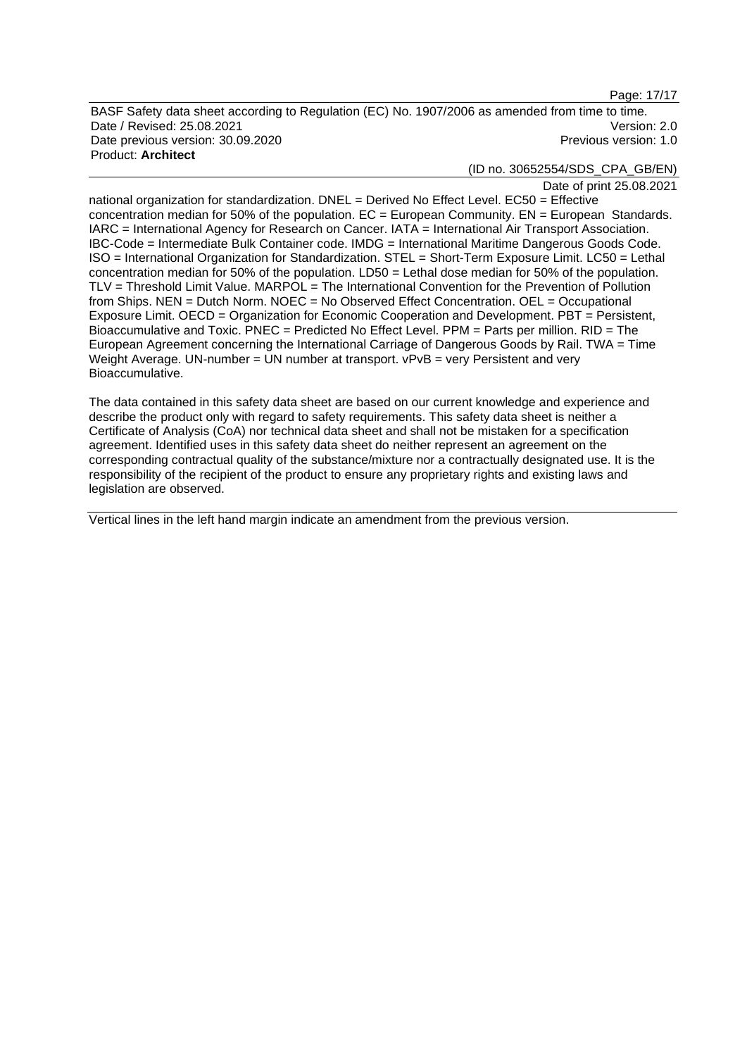national organization for standardization. DNEL = Derived No Effect Level. EC50 = Effective concentration median for 50% of the population. EC = European Community. EN = European Standards. IARC = International Agency for Research on Cancer. IATA = International Air Transport Association. IBC-Code = Intermediate Bulk Container code. IMDG = International Maritime Dangerous Goods Code. ISO = International Organization for Standardization. STEL = Short-Term Exposure Limit. LC50 = Lethal concentration median for 50% of the population. LD50 = Lethal dose median for 50% of the population. TLV = Threshold Limit Value. MARPOL = The International Convention for the Prevention of Pollution from Ships. NEN = Dutch Norm. NOEC = No Observed Effect Concentration. OEL = Occupational Exposure Limit. OECD = Organization for Economic Cooperation and Development. PBT = Persistent, Bioaccumulative and Toxic. PNEC = Predicted No Effect Level. PPM = Parts per million. RID = The European Agreement concerning the International Carriage of Dangerous Goods by Rail. TWA = Time Weight Average. UN-number = UN number at transport. vPvB = very Persistent and very Bioaccumulative.

The data contained in this safety data sheet are based on our current knowledge and experience and describe the product only with regard to safety requirements. This safety data sheet is neither a Certificate of Analysis (CoA) nor technical data sheet and shall not be mistaken for a specification agreement. Identified uses in this safety data sheet do neither represent an agreement on the corresponding contractual quality of the substance/mixture nor a contractually designated use. It is the responsibility of the recipient of the product to ensure any proprietary rights and existing laws and legislation are observed.

---

Vertical lines in the left hand margin indicate an amendment from the previous version.